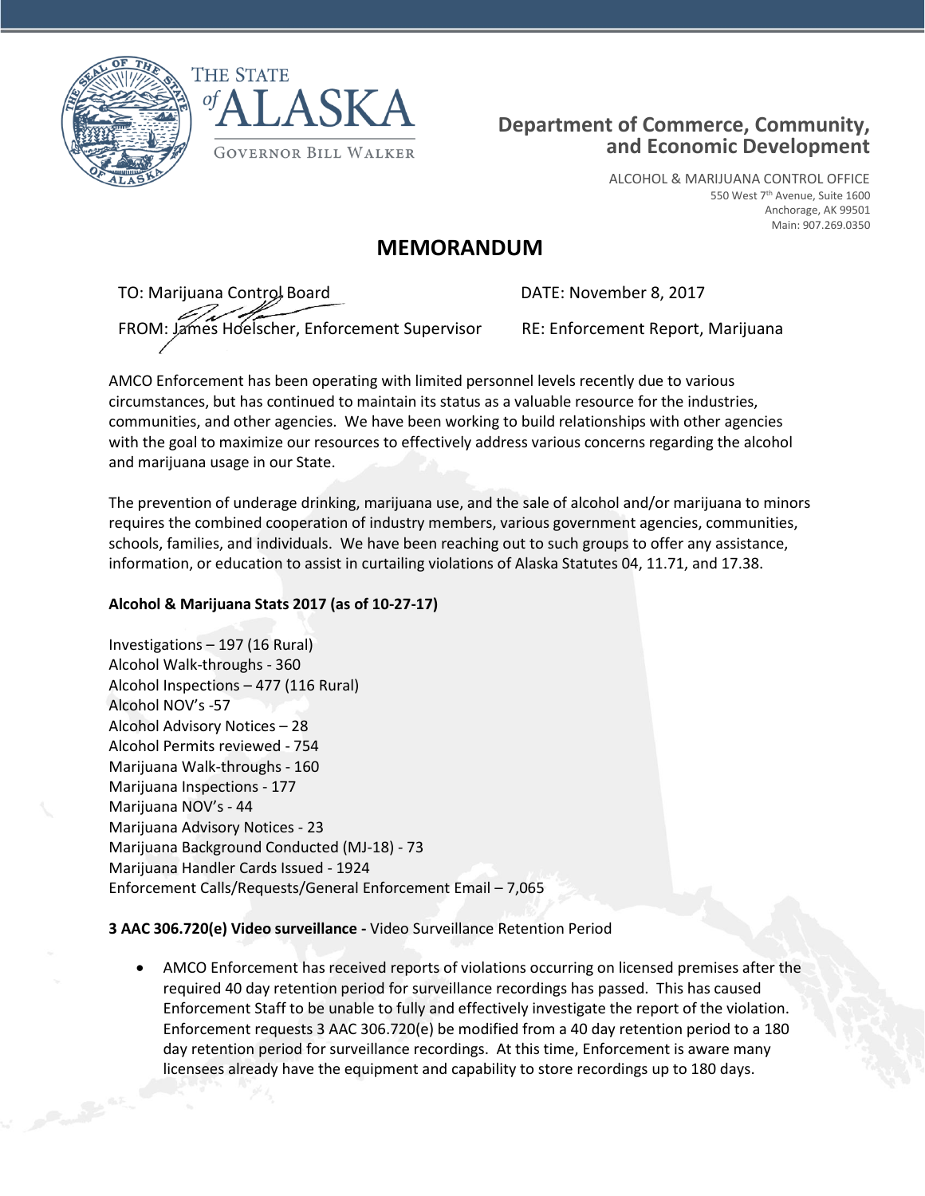THE STATE of ALASKA

GOVERNOR BILL WALKER

**Department of Commerce, Community, and Economic Development**

ALCOHOL & MARIJUANA CONTROL OFFICE
550 West 7th Avenue, Suite 1600
Anchorage, AK 99501
Main: 907.269.0350

# MEMORANDUM

TO: Marijuana Control Board

DATE: November 8, 2017

FROM: James Hoelscher, Enforcement Supervisor

RE: Enforcement Report, Marijuana

AMCO Enforcement has been operating with limited personnel levels recently due to various circumstances, but has continued to maintain its status as a valuable resource for the industries, communities, and other agencies. We have been working to build relationships with other agencies with the goal to maximize our resources to effectively address various concerns regarding the alcohol and marijuana usage in our State.

The prevention of underage drinking, marijuana use, and the sale of alcohol and/or marijuana to minors requires the combined cooperation of industry members, various government agencies, communities, schools, families, and individuals. We have been reaching out to such groups to offer any assistance, information, or education to assist in curtailing violations of Alaska Statutes 04, 11.71, and 17.38.

**Alcohol & Marijuana Stats 2017 (as of 10-27-17)**

Investigations – 197 (16 Rural)
Alcohol Walk-throughs - 360
Alcohol Inspections – 477 (116 Rural)
Alcohol NOV's -57
Alcohol Advisory Notices – 28
Alcohol Permits reviewed - 754
Marijuana Walk-throughs - 160
Marijuana Inspections - 177
Marijuana NOV's - 44
Marijuana Advisory Notices - 23
Marijuana Background Conducted (MJ-18) - 73
Marijuana Handler Cards Issued - 1924
Enforcement Calls/Requests/General Enforcement Email – 7,065

**3 AAC 306.720(e) Video surveillance -** Video Surveillance Retention Period

- AMCO Enforcement has received reports of violations occurring on licensed premises after the required 40 day retention period for surveillance recordings has passed. This has caused Enforcement Staff to be unable to fully and effectively investigate the report of the violation. Enforcement requests 3 AAC 306.720(e) be modified from a 40 day retention period to a 180 day retention period for surveillance recordings. At this time, Enforcement is aware many licensees already have the equipment and capability to store recordings up to 180 days.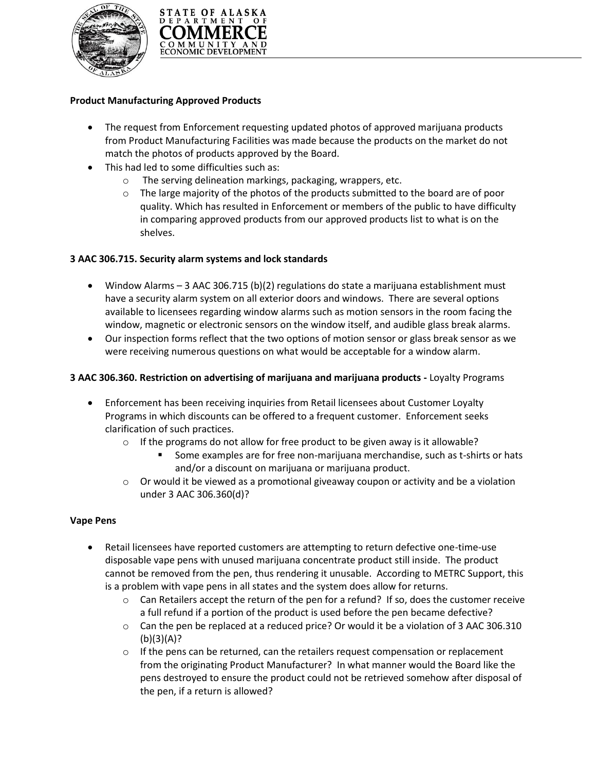**Product Manufacturing Approved Products**

- The request from Enforcement requesting updated photos of approved marijuana products from Product Manufacturing Facilities was made because the products on the market do not match the photos of products approved by the Board.
- This had led to some difficulties such as:
    - The serving delineation markings, packaging, wrappers, etc.
    - The large majority of the photos of the products submitted to the board are of poor quality. Which has resulted in Enforcement or members of the public to have difficulty in comparing approved products from our approved products list to what is on the shelves.

**3 AAC 306.715. Security alarm systems and lock standards**

- Window Alarms – 3 AAC 306.715 (b)(2) regulations do state a marijuana establishment must have a security alarm system on all exterior doors and windows. There are several options available to licensees regarding window alarms such as motion sensors in the room facing the window, magnetic or electronic sensors on the window itself, and audible glass break alarms.
- Our inspection forms reflect that the two options of motion sensor or glass break sensor as we were receiving numerous questions on what would be acceptable for a window alarm.

**3 AAC 306.360. Restriction on advertising of marijuana and marijuana products -** Loyalty Programs

- Enforcement has been receiving inquiries from Retail licensees about Customer Loyalty Programs in which discounts can be offered to a frequent customer. Enforcement seeks clarification of such practices.
    - If the programs do not allow for free product to be given away is it allowable?
        - Some examples are for free non-marijuana merchandise, such as t-shirts or hats and/or a discount on marijuana or marijuana product.
    - Or would it be viewed as a promotional giveaway coupon or activity and be a violation under 3 AAC 306.360(d)?

**Vape Pens**

- Retail licensees have reported customers are attempting to return defective one-time-use disposable vape pens with unused marijuana concentrate product still inside. The product cannot be removed from the pen, thus rendering it unusable. According to METRC Support, this is a problem with vape pens in all states and the system does allow for returns.
    - Can Retailers accept the return of the pen for a refund? If so, does the customer receive a full refund if a portion of the product is used before the pen became defective?
    - Can the pen be replaced at a reduced price? Or would it be a violation of 3 AAC 306.310 (b)(3)(A)?
    - If the pens can be returned, can the retailers request compensation or replacement from the originating Product Manufacturer? In what manner would the Board like the pens destroyed to ensure the product could not be retrieved somehow after disposal of the pen, if a return is allowed?